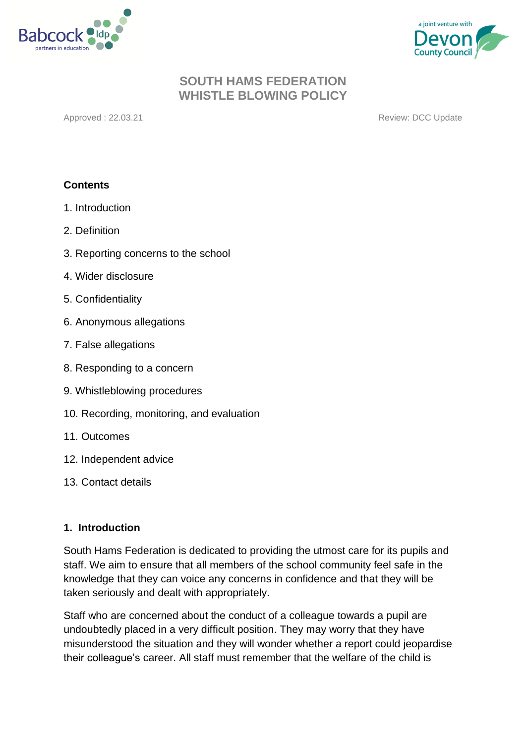# SOUTH HAMS FEDERATION
# WHISTLE BLOWING POLICY

Approved : 22.03.21 Review: DCC Update

**Contents**

1. Introduction
2. Definition
3. Reporting concerns to the school
4. Wider disclosure
5. Confidentiality
6. Anonymous allegations
7. False allegations
8. Responding to a concern
9. Whistleblowing procedures
10. Recording, monitoring, and evaluation
11. Outcomes
12. Independent advice
13. Contact details

## 1. Introduction

South Hams Federation is dedicated to providing the utmost care for its pupils and staff. We aim to ensure that all members of the school community feel safe in the knowledge that they can voice any concerns in confidence and that they will be taken seriously and dealt with appropriately.

Staff who are concerned about the conduct of a colleague towards a pupil are undoubtedly placed in a very difficult position. They may worry that they have misunderstood the situation and they will wonder whether a report could jeopardise their colleague's career. All staff must remember that the welfare of the child is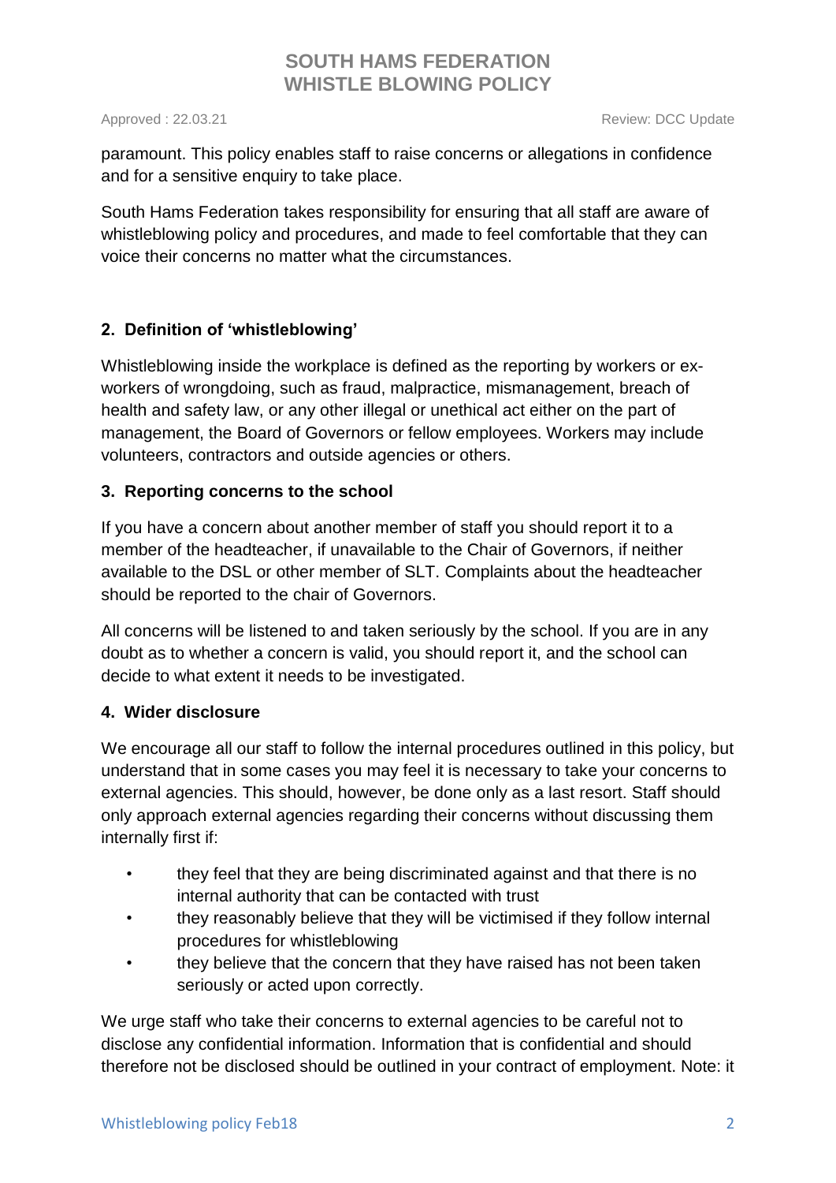paramount. This policy enables staff to raise concerns or allegations in confidence and for a sensitive enquiry to take place.

South Hams Federation takes responsibility for ensuring that all staff are aware of whistleblowing policy and procedures, and made to feel comfortable that they can voice their concerns no matter what the circumstances.

## 2. Definition of 'whistleblowing'

Whistleblowing inside the workplace is defined as the reporting by workers or ex-workers of wrongdoing, such as fraud, malpractice, mismanagement, breach of health and safety law, or any other illegal or unethical act either on the part of management, the Board of Governors or fellow employees. Workers may include volunteers, contractors and outside agencies or others.

## 3. Reporting concerns to the school

If you have a concern about another member of staff you should report it to a member of the headteacher, if unavailable to the Chair of Governors, if neither available to the DSL or other member of SLT. Complaints about the headteacher should be reported to the chair of Governors.

All concerns will be listened to and taken seriously by the school. If you are in any doubt as to whether a concern is valid, you should report it, and the school can decide to what extent it needs to be investigated.

## 4. Wider disclosure

We encourage all our staff to follow the internal procedures outlined in this policy, but understand that in some cases you may feel it is necessary to take your concerns to external agencies. This should, however, be done only as a last resort. Staff should only approach external agencies regarding their concerns without discussing them internally first if:

- they feel that they are being discriminated against and that there is no internal authority that can be contacted with trust
- they reasonably believe that they will be victimised if they follow internal procedures for whistleblowing
- they believe that the concern that they have raised has not been taken seriously or acted upon correctly.

We urge staff who take their concerns to external agencies to be careful not to disclose any confidential information. Information that is confidential and should therefore not be disclosed should be outlined in your contract of employment. Note: it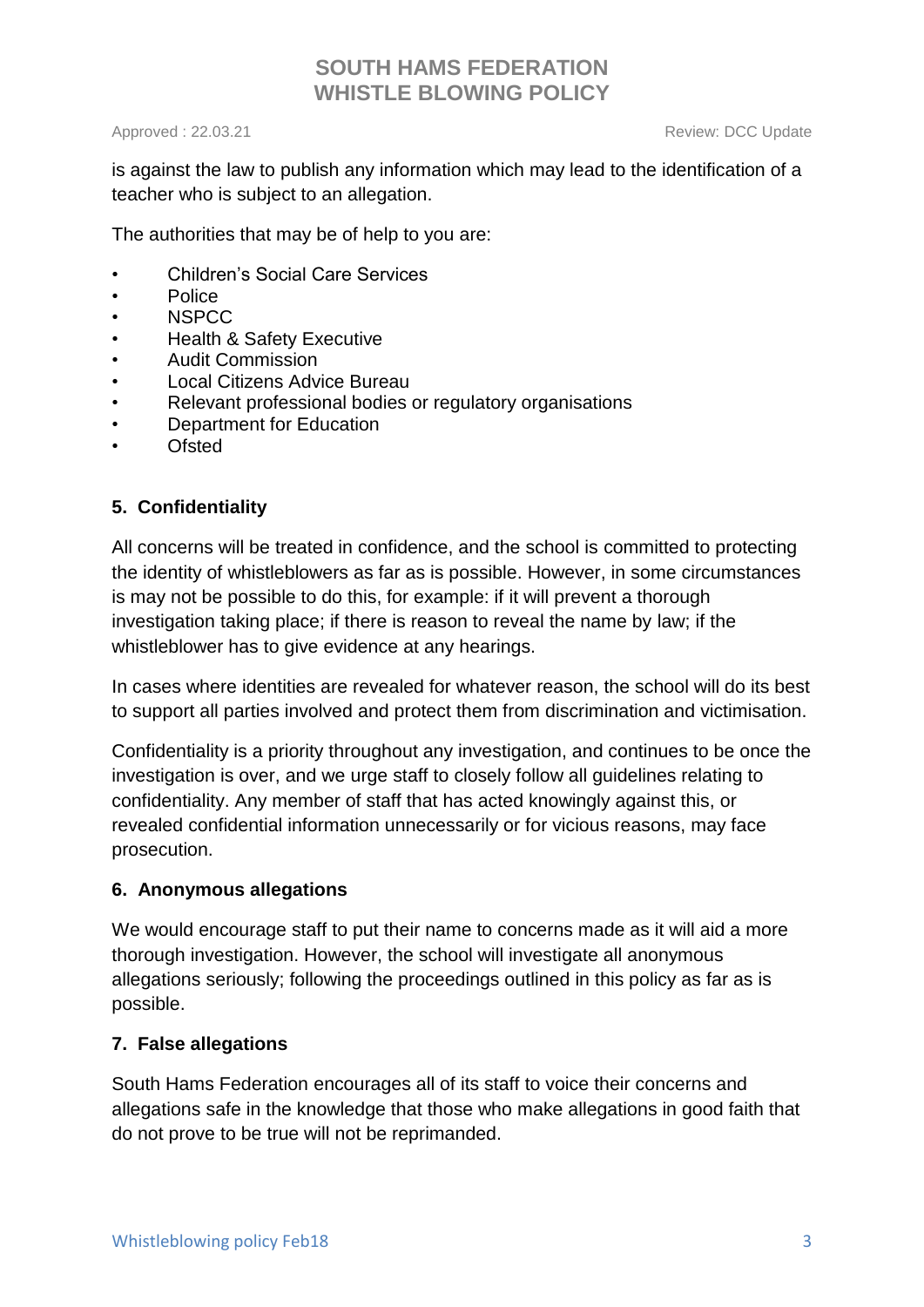is against the law to publish any information which may lead to the identification of a teacher who is subject to an allegation.

The authorities that may be of help to you are:

- Children's Social Care Services
- Police
- NSPCC
- Health & Safety Executive
- Audit Commission
- Local Citizens Advice Bureau
- Relevant professional bodies or regulatory organisations
- Department for Education
- Ofsted

## 5. Confidentiality

All concerns will be treated in confidence, and the school is committed to protecting the identity of whistleblowers as far as is possible. However, in some circumstances is may not be possible to do this, for example: if it will prevent a thorough investigation taking place; if there is reason to reveal the name by law; if the whistleblower has to give evidence at any hearings.

In cases where identities are revealed for whatever reason, the school will do its best to support all parties involved and protect them from discrimination and victimisation.

Confidentiality is a priority throughout any investigation, and continues to be once the investigation is over, and we urge staff to closely follow all guidelines relating to confidentiality. Any member of staff that has acted knowingly against this, or revealed confidential information unnecessarily or for vicious reasons, may face prosecution.

## 6. Anonymous allegations

We would encourage staff to put their name to concerns made as it will aid a more thorough investigation. However, the school will investigate all anonymous allegations seriously; following the proceedings outlined in this policy as far as is possible.

## 7. False allegations

South Hams Federation encourages all of its staff to voice their concerns and allegations safe in the knowledge that those who make allegations in good faith that do not prove to be true will not be reprimanded.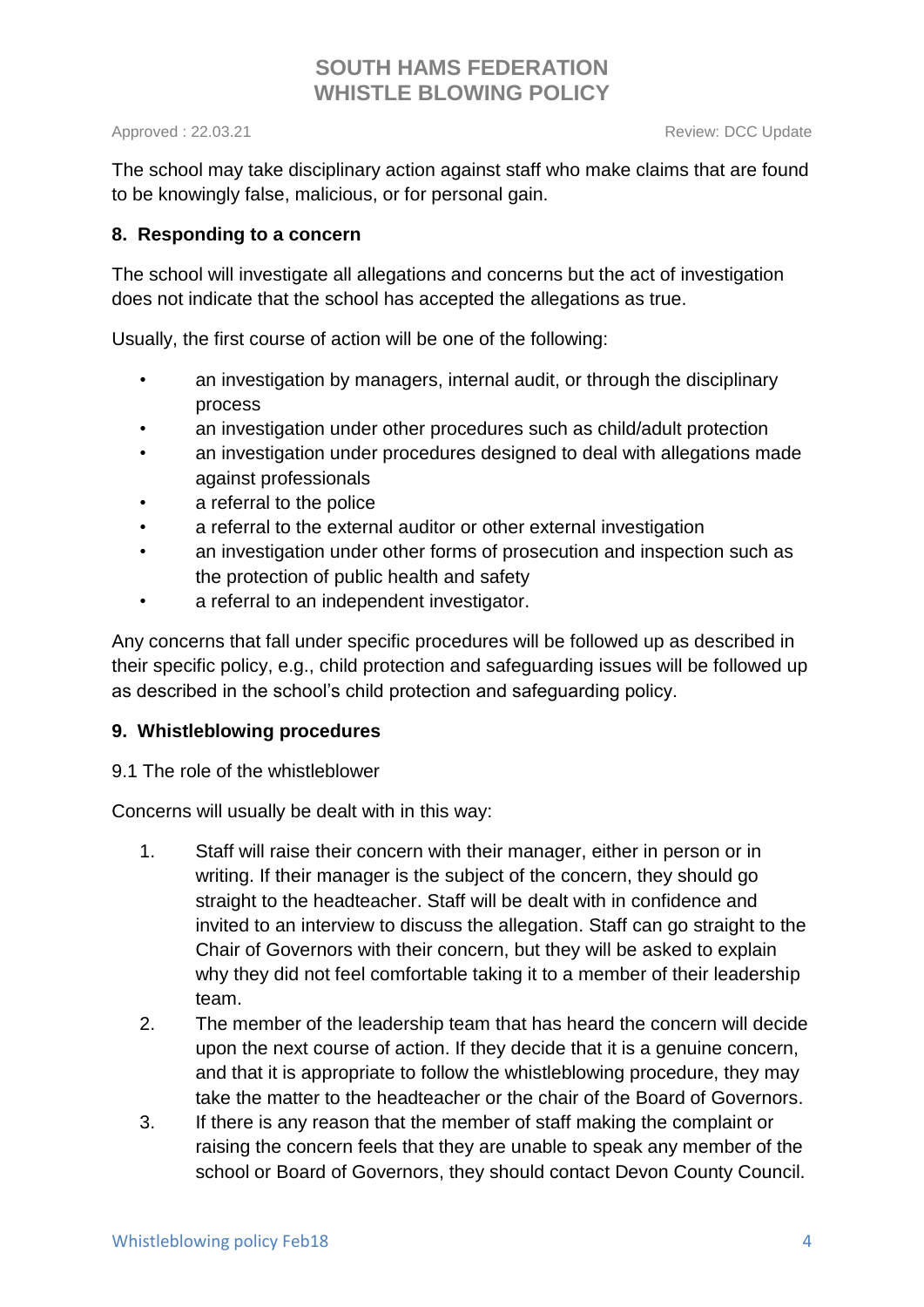The school may take disciplinary action against staff who make claims that are found to be knowingly false, malicious, or for personal gain.

## 8. Responding to a concern

The school will investigate all allegations and concerns but the act of investigation does not indicate that the school has accepted the allegations as true.

Usually, the first course of action will be one of the following:

- an investigation by managers, internal audit, or through the disciplinary process
- an investigation under other procedures such as child/adult protection
- an investigation under procedures designed to deal with allegations made against professionals
- a referral to the police
- a referral to the external auditor or other external investigation
- an investigation under other forms of prosecution and inspection such as the protection of public health and safety
- a referral to an independent investigator.

Any concerns that fall under specific procedures will be followed up as described in their specific policy, e.g., child protection and safeguarding issues will be followed up as described in the school's child protection and safeguarding policy.

## 9. Whistleblowing procedures

9.1 The role of the whistleblower

Concerns will usually be dealt with in this way:

1. Staff will raise their concern with their manager, either in person or in writing. If their manager is the subject of the concern, they should go straight to the headteacher. Staff will be dealt with in confidence and invited to an interview to discuss the allegation. Staff can go straight to the Chair of Governors with their concern, but they will be asked to explain why they did not feel comfortable taking it to a member of their leadership team.
2. The member of the leadership team that has heard the concern will decide upon the next course of action. If they decide that it is a genuine concern, and that it is appropriate to follow the whistleblowing procedure, they may take the matter to the headteacher or the chair of the Board of Governors.
3. If there is any reason that the member of staff making the complaint or raising the concern feels that they are unable to speak any member of the school or Board of Governors, they should contact Devon County Council.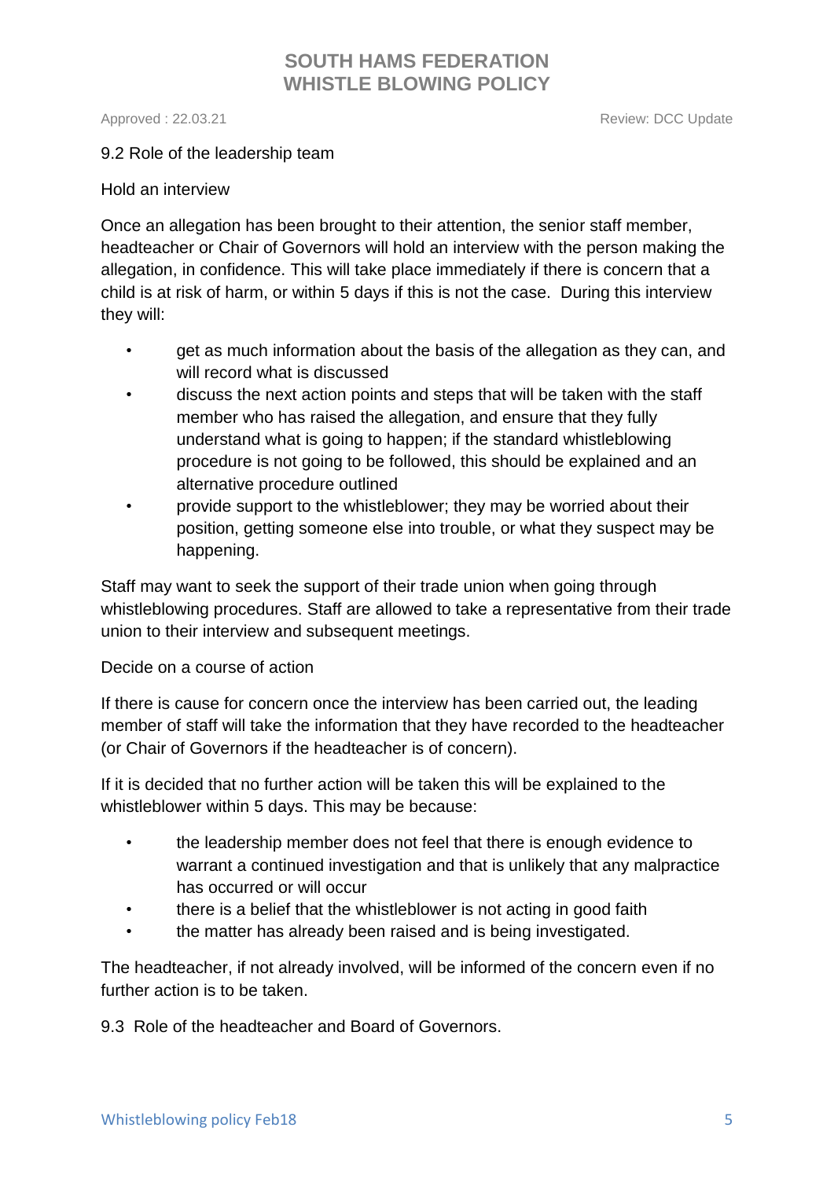### 9.2 Role of the leadership team

#### Hold an interview

Once an allegation has been brought to their attention, the senior staff member, headteacher or Chair of Governors will hold an interview with the person making the allegation, in confidence. This will take place immediately if there is concern that a child is at risk of harm, or within 5 days if this is not the case. During this interview they will:

- get as much information about the basis of the allegation as they can, and will record what is discussed
- discuss the next action points and steps that will be taken with the staff member who has raised the allegation, and ensure that they fully understand what is going to happen; if the standard whistleblowing procedure is not going to be followed, this should be explained and an alternative procedure outlined
- provide support to the whistleblower; they may be worried about their position, getting someone else into trouble, or what they suspect may be happening.

Staff may want to seek the support of their trade union when going through whistleblowing procedures. Staff are allowed to take a representative from their trade union to their interview and subsequent meetings.

#### Decide on a course of action

If there is cause for concern once the interview has been carried out, the leading member of staff will take the information that they have recorded to the headteacher (or Chair of Governors if the headteacher is of concern).

If it is decided that no further action will be taken this will be explained to the whistleblower within 5 days. This may be because:

- the leadership member does not feel that there is enough evidence to warrant a continued investigation and that is unlikely that any malpractice has occurred or will occur
- there is a belief that the whistleblower is not acting in good faith
- the matter has already been raised and is being investigated.

The headteacher, if not already involved, will be informed of the concern even if no further action is to be taken.

### 9.3 Role of the headteacher and Board of Governors.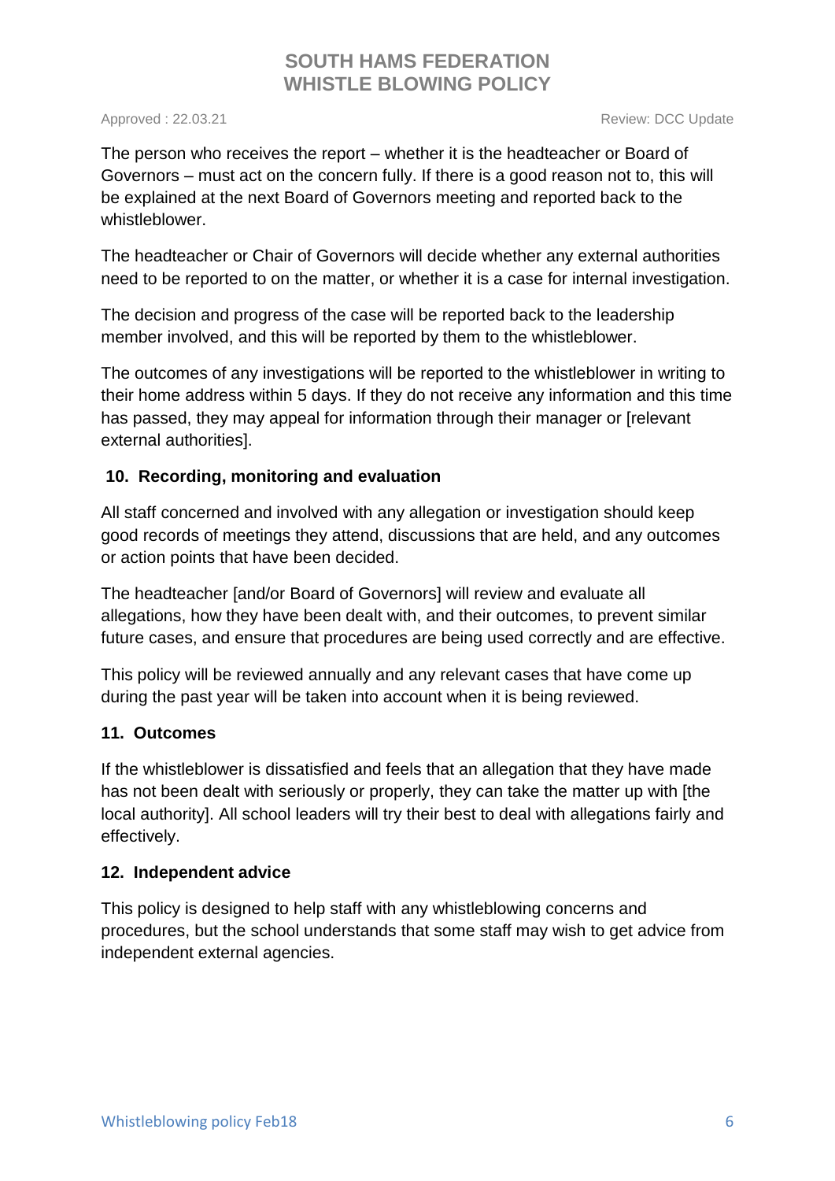The person who receives the report – whether it is the headteacher or Board of Governors – must act on the concern fully. If there is a good reason not to, this will be explained at the next Board of Governors meeting and reported back to the whistleblower.

The headteacher or Chair of Governors will decide whether any external authorities need to be reported to on the matter, or whether it is a case for internal investigation.

The decision and progress of the case will be reported back to the leadership member involved, and this will be reported by them to the whistleblower.

The outcomes of any investigations will be reported to the whistleblower in writing to their home address within 5 days. If they do not receive any information and this time has passed, they may appeal for information through their manager or [relevant external authorities].

## 10. Recording, monitoring and evaluation

All staff concerned and involved with any allegation or investigation should keep good records of meetings they attend, discussions that are held, and any outcomes or action points that have been decided.

The headteacher [and/or Board of Governors] will review and evaluate all allegations, how they have been dealt with, and their outcomes, to prevent similar future cases, and ensure that procedures are being used correctly and are effective.

This policy will be reviewed annually and any relevant cases that have come up during the past year will be taken into account when it is being reviewed.

## 11. Outcomes

If the whistleblower is dissatisfied and feels that an allegation that they have made has not been dealt with seriously or properly, they can take the matter up with [the local authority]. All school leaders will try their best to deal with allegations fairly and effectively.

## 12. Independent advice

This policy is designed to help staff with any whistleblowing concerns and procedures, but the school understands that some staff may wish to get advice from independent external agencies.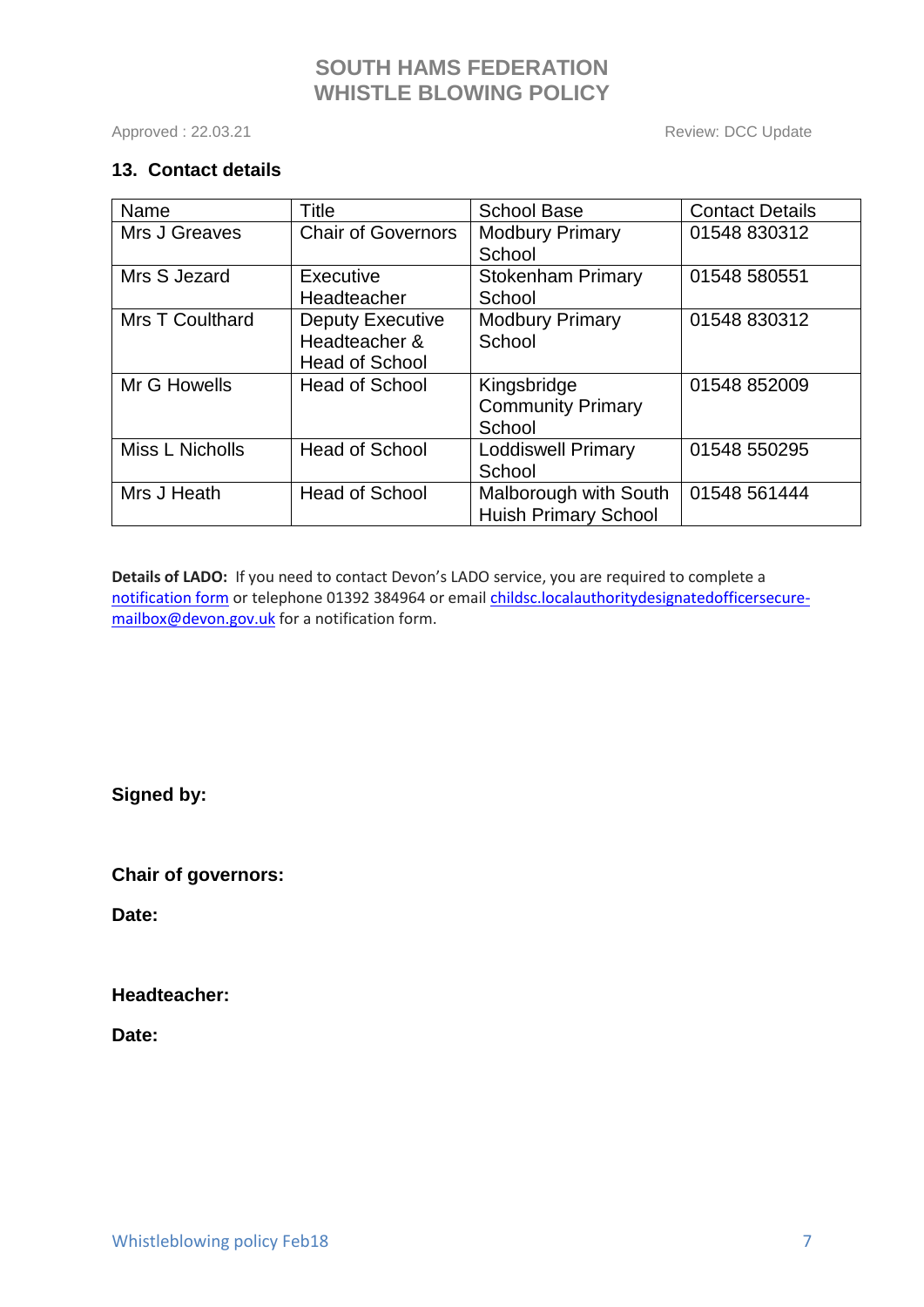## 13. Contact details

| Name | Title | School Base | Contact Details |
|---|---|---|---|
| Mrs J Greaves | Chair of Governors | Modbury Primary School | 01548 830312 |
| Mrs S Jezard | Executive Headteacher | Stokenham Primary School | 01548 580551 |
| Mrs T Coulthard | Deputy Executive Headteacher & Head of School | Modbury Primary School | 01548 830312 |
| Mr G Howells | Head of School | Kingsbridge Community Primary School | 01548 852009 |
| Miss L Nicholls | Head of School | Loddiswell Primary School | 01548 550295 |
| Mrs J Heath | Head of School | Malborough with South Huish Primary School | 01548 561444 |

**Details of LADO:** If you need to contact Devon's LADO service, you are required to complete a notification form or telephone 01392 384964 or email childsc.localauthoritydesignatedofficersecure-mailbox@devon.gov.uk for a notification form.

**Signed by:**

**Chair of governors:**

**Date:**

**Headteacher:**

**Date:**